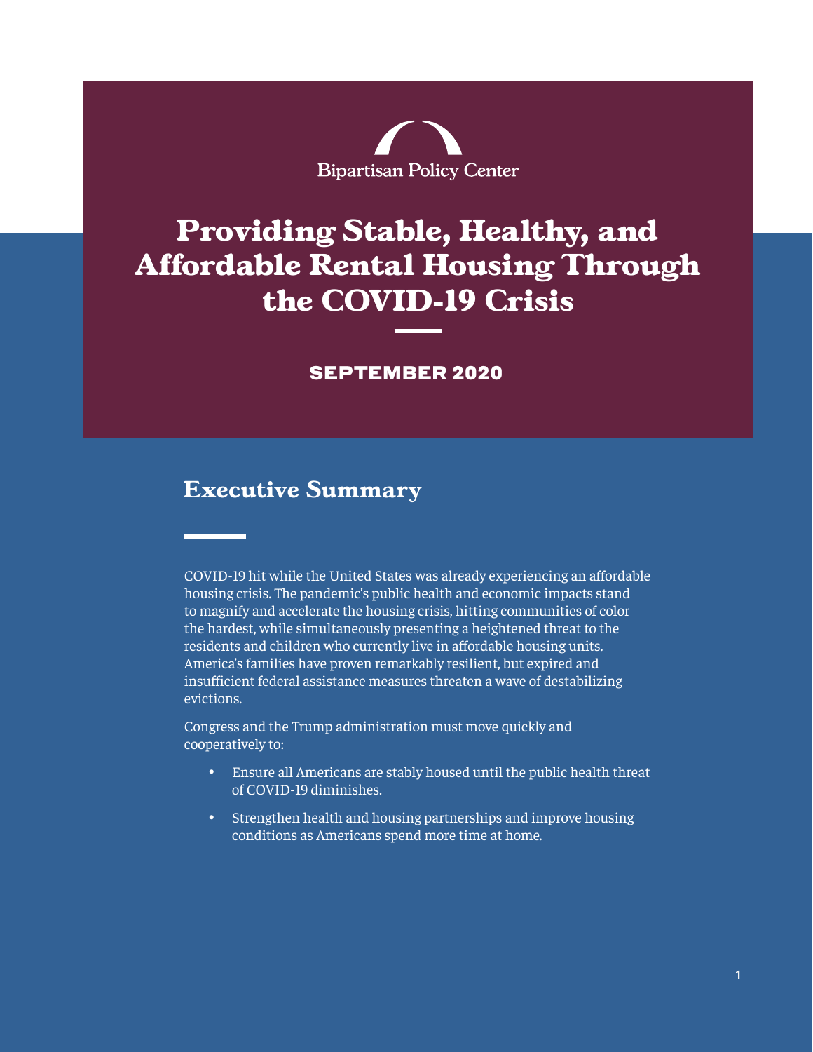Bipartisan Policy Center

# Providing Stable, Healthy, and Affordable Rental Housing Through the COVID-19 Crisis

**SEPTEMBER 2020**

## Executive Summary

COVID-19 hit while the United States was already experiencing an affordable housing crisis. The pandemic's public health and economic impacts stand to magnify and accelerate the housing crisis, hitting communities of color the hardest, while simultaneously presenting a heightened threat to the residents and children who currently live in affordable housing units. America's families have proven remarkably resilient, but expired and insufficient federal assistance measures threaten a wave of destabilizing evictions.

Congress and the Trump administration must move quickly and cooperatively to:

- Ensure all Americans are stably housed until the public health threat of COVID-19 diminishes.
- Strengthen health and housing partnerships and improve housing conditions as Americans spend more time at home.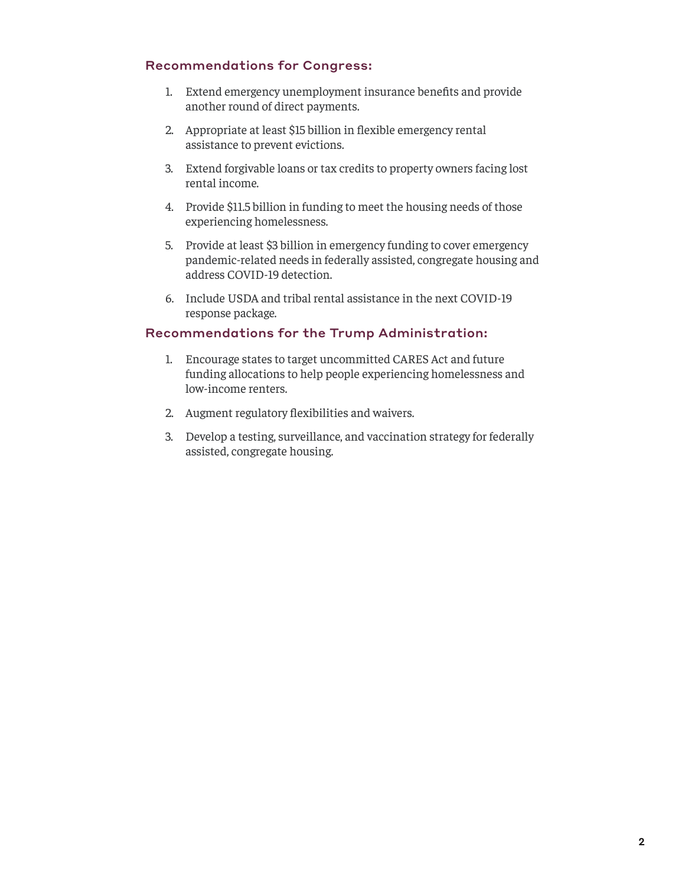### Recommendations for Congress:

1. Extend emergency unemployment insurance benefits and provide another round of direct payments.
2. Appropriate at least $15 billion in flexible emergency rental assistance to prevent evictions.
3. Extend forgivable loans or tax credits to property owners facing lost rental income.
4. Provide $11.5 billion in funding to meet the housing needs of those experiencing homelessness.
5. Provide at least $3 billion in emergency funding to cover emergency pandemic-related needs in federally assisted, congregate housing and address COVID-19 detection.
6. Include USDA and tribal rental assistance in the next COVID-19 response package.

### Recommendations for the Trump Administration:

1. Encourage states to target uncommitted CARES Act and future funding allocations to help people experiencing homelessness and low-income renters.
2. Augment regulatory flexibilities and waivers.
3. Develop a testing, surveillance, and vaccination strategy for federally assisted, congregate housing.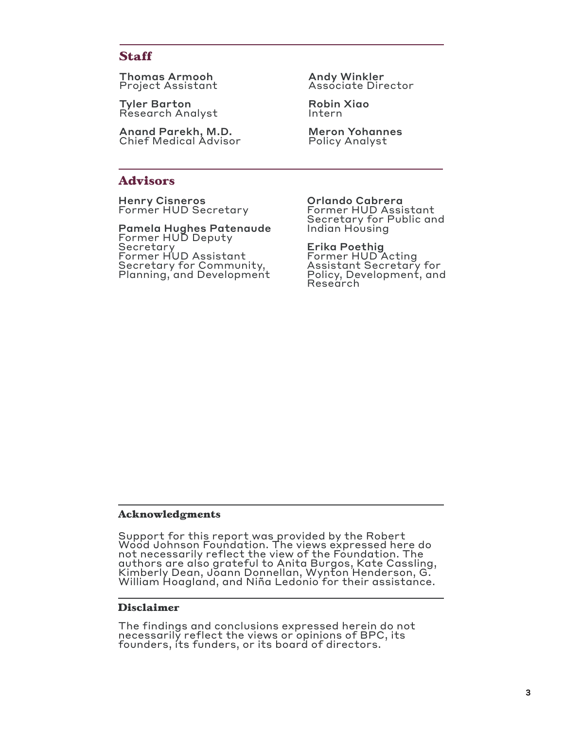## Staff

**Thomas Armooh**
Project Assistant

**Tyler Barton**
Research Analyst

**Anand Parekh, M.D.**
Chief Medical Advisor

**Andy Winkler**
Associate Director

**Robin Xiao**
Intern

**Meron Yohannes**
Policy Analyst

## Advisors

**Henry Cisneros**
Former HUD Secretary

**Pamela Hughes Patenaude**
Former HUD Deputy Secretary
Former HUD Assistant Secretary for Community, Planning, and Development

**Orlando Cabrera**
Former HUD Assistant Secretary for Public and Indian Housing

**Erika Poethig**
Former HUD Acting Assistant Secretary for Policy, Development, and Research

### Acknowledgments

Support for this report was provided by the Robert Wood Johnson Foundation. The views expressed here do not necessarily reflect the view of the Foundation. The authors are also grateful to Anita Burgos, Kate Cassling, Kimberly Dean, Joann Donnellan, Wynton Henderson, G. William Hoagland, and Niña Ledonio for their assistance.

### Disclaimer

The findings and conclusions expressed herein do not necessarily reflect the views or opinions of BPC, its founders, its funders, or its board of directors.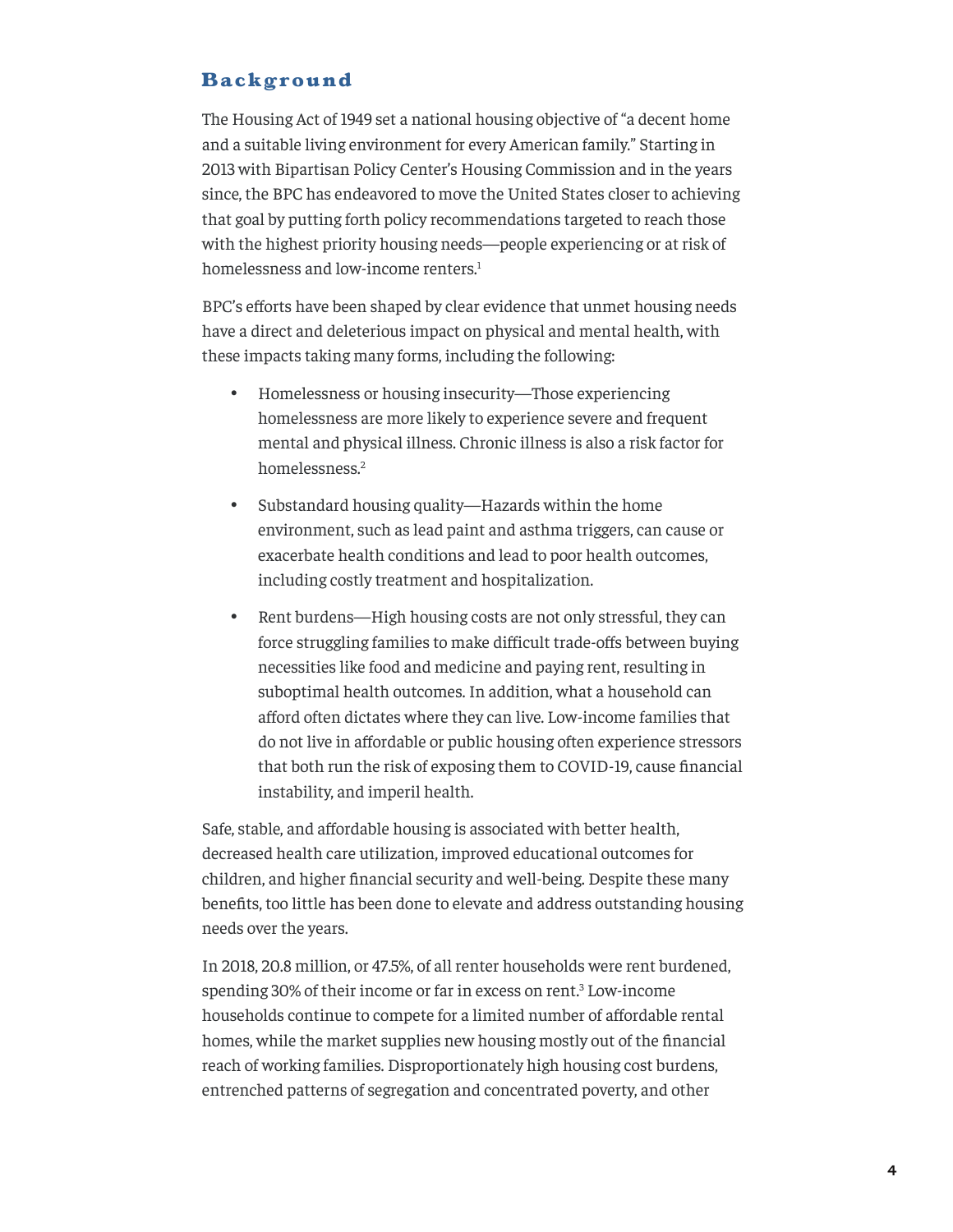## Background

The Housing Act of 1949 set a national housing objective of "a decent home and a suitable living environment for every American family." Starting in 2013 with Bipartisan Policy Center's Housing Commission and in the years since, the BPC has endeavored to move the United States closer to achieving that goal by putting forth policy recommendations targeted to reach those with the highest priority housing needs—people experiencing or at risk of homelessness and low-income renters.[1]

BPC's efforts have been shaped by clear evidence that unmet housing needs have a direct and deleterious impact on physical and mental health, with these impacts taking many forms, including the following:

- Homelessness or housing insecurity—Those experiencing homelessness are more likely to experience severe and frequent mental and physical illness. Chronic illness is also a risk factor for homelessness.[2]
- Substandard housing quality—Hazards within the home environment, such as lead paint and asthma triggers, can cause or exacerbate health conditions and lead to poor health outcomes, including costly treatment and hospitalization.
- Rent burdens—High housing costs are not only stressful, they can force struggling families to make difficult trade-offs between buying necessities like food and medicine and paying rent, resulting in suboptimal health outcomes. In addition, what a household can afford often dictates where they can live. Low-income families that do not live in affordable or public housing often experience stressors that both run the risk of exposing them to COVID-19, cause financial instability, and imperil health.

Safe, stable, and affordable housing is associated with better health, decreased health care utilization, improved educational outcomes for children, and higher financial security and well-being. Despite these many benefits, too little has been done to elevate and address outstanding housing needs over the years.

In 2018, 20.8 million, or 47.5%, of all renter households were rent burdened, spending 30% of their income or far in excess on rent.[3] Low-income households continue to compete for a limited number of affordable rental homes, while the market supplies new housing mostly out of the financial reach of working families. Disproportionately high housing cost burdens, entrenched patterns of segregation and concentrated poverty, and other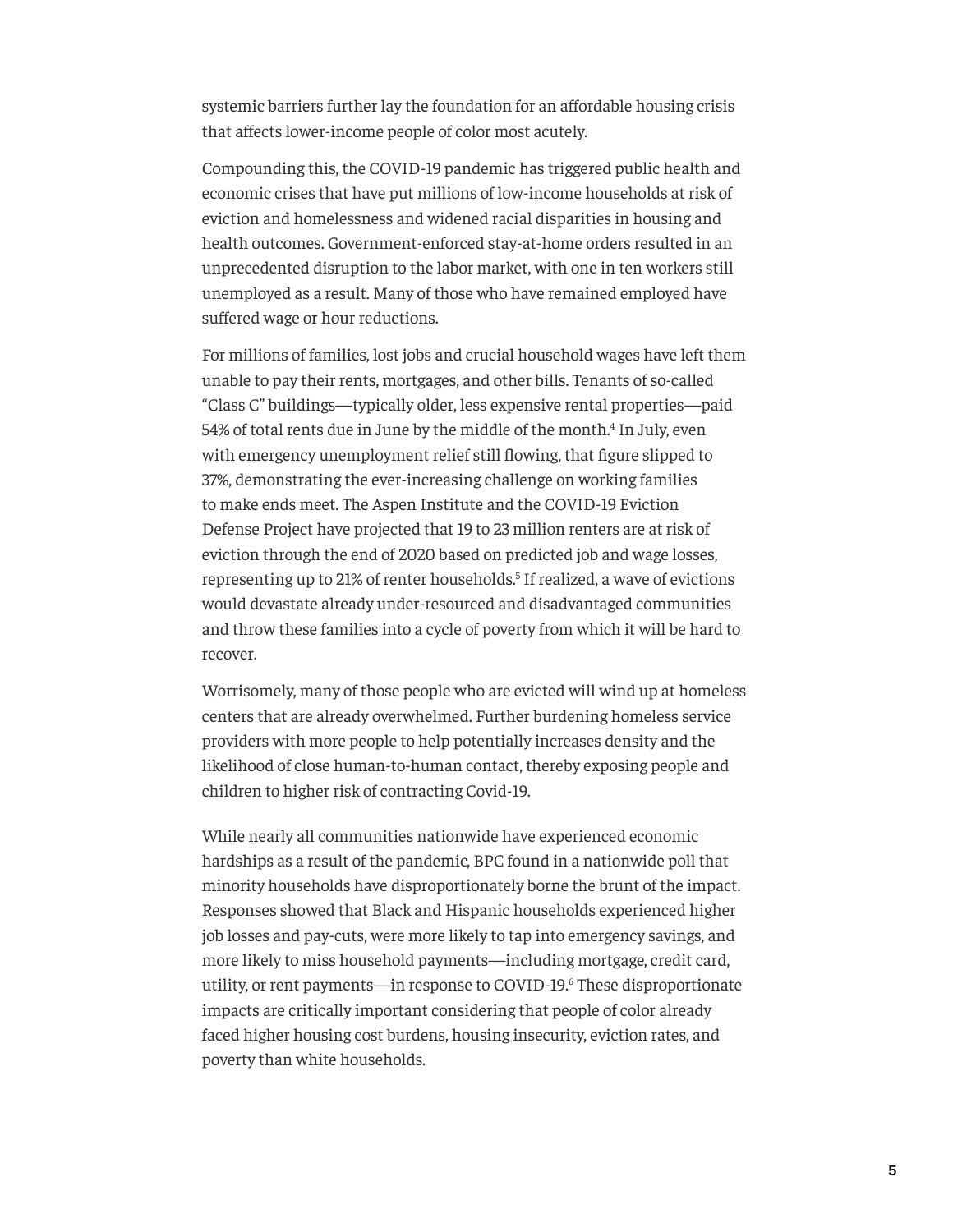systemic barriers further lay the foundation for an affordable housing crisis that affects lower-income people of color most acutely.

Compounding this, the COVID-19 pandemic has triggered public health and economic crises that have put millions of low-income households at risk of eviction and homelessness and widened racial disparities in housing and health outcomes. Government-enforced stay-at-home orders resulted in an unprecedented disruption to the labor market, with one in ten workers still unemployed as a result. Many of those who have remained employed have suffered wage or hour reductions.

For millions of families, lost jobs and crucial household wages have left them unable to pay their rents, mortgages, and other bills. Tenants of so-called "Class C" buildings—typically older, less expensive rental properties—paid 54% of total rents due in June by the middle of the month.[4] In July, even with emergency unemployment relief still flowing, that figure slipped to 37%, demonstrating the ever-increasing challenge on working families to make ends meet. The Aspen Institute and the COVID-19 Eviction Defense Project have projected that 19 to 23 million renters are at risk of eviction through the end of 2020 based on predicted job and wage losses, representing up to 21% of renter households.[5] If realized, a wave of evictions would devastate already under-resourced and disadvantaged communities and throw these families into a cycle of poverty from which it will be hard to recover.

Worrisomely, many of those people who are evicted will wind up at homeless centers that are already overwhelmed. Further burdening homeless service providers with more people to help potentially increases density and the likelihood of close human-to-human contact, thereby exposing people and children to higher risk of contracting Covid-19.

While nearly all communities nationwide have experienced economic hardships as a result of the pandemic, BPC found in a nationwide poll that minority households have disproportionately borne the brunt of the impact. Responses showed that Black and Hispanic households experienced higher job losses and pay-cuts, were more likely to tap into emergency savings, and more likely to miss household payments—including mortgage, credit card, utility, or rent payments—in response to COVID-19.[6] These disproportionate impacts are critically important considering that people of color already faced higher housing cost burdens, housing insecurity, eviction rates, and poverty than white households.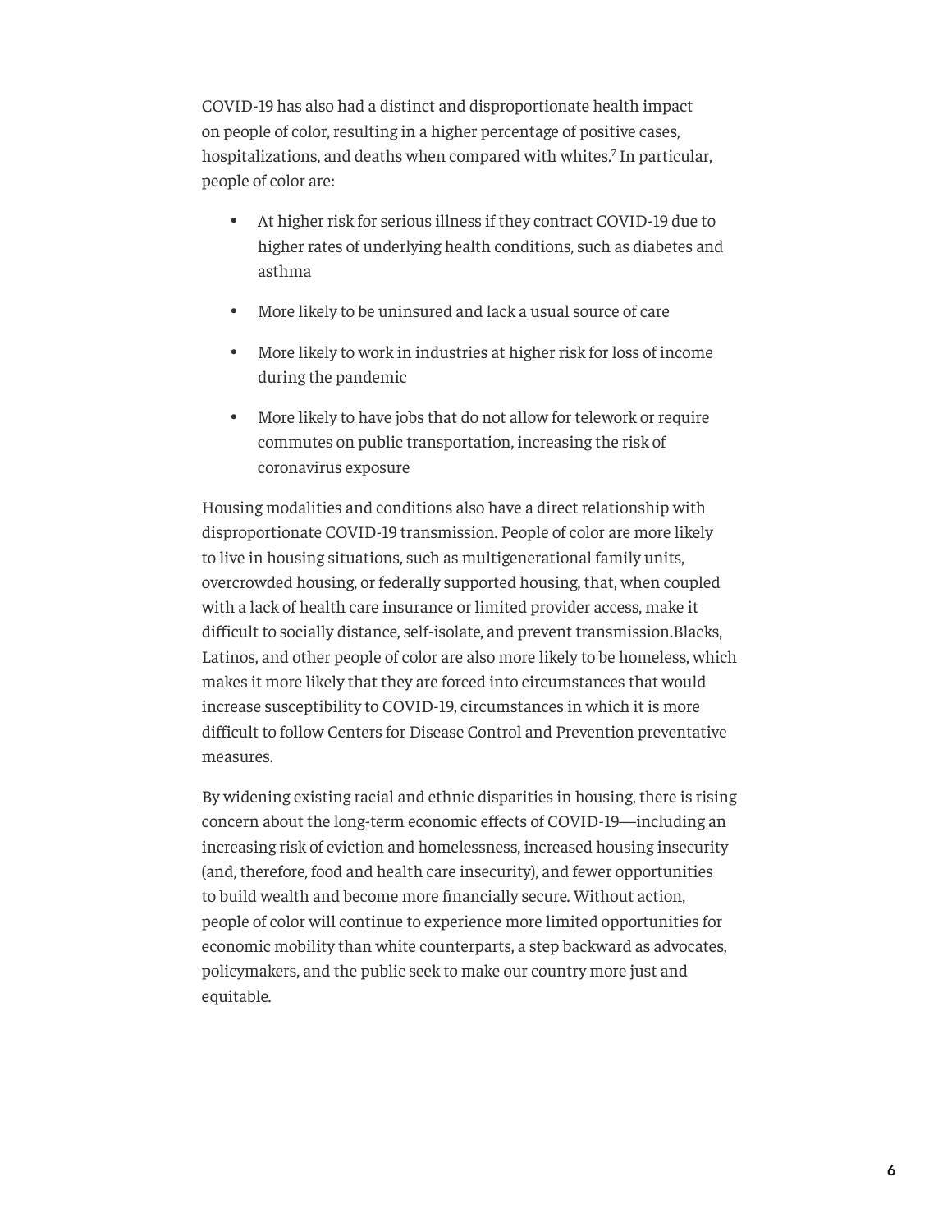COVID-19 has also had a distinct and disproportionate health impact on people of color, resulting in a higher percentage of positive cases, hospitalizations, and deaths when compared with whites.[7] In particular, people of color are:

- At higher risk for serious illness if they contract COVID-19 due to higher rates of underlying health conditions, such as diabetes and asthma
- More likely to be uninsured and lack a usual source of care
- More likely to work in industries at higher risk for loss of income during the pandemic
- More likely to have jobs that do not allow for telework or require commutes on public transportation, increasing the risk of coronavirus exposure

Housing modalities and conditions also have a direct relationship with disproportionate COVID-19 transmission. People of color are more likely to live in housing situations, such as multigenerational family units, overcrowded housing, or federally supported housing, that, when coupled with a lack of health care insurance or limited provider access, make it difficult to socially distance, self-isolate, and prevent transmission.Blacks, Latinos, and other people of color are also more likely to be homeless, which makes it more likely that they are forced into circumstances that would increase susceptibility to COVID-19, circumstances in which it is more difficult to follow Centers for Disease Control and Prevention preventative measures.

By widening existing racial and ethnic disparities in housing, there is rising concern about the long-term economic effects of COVID-19—including an increasing risk of eviction and homelessness, increased housing insecurity (and, therefore, food and health care insecurity), and fewer opportunities to build wealth and become more financially secure. Without action, people of color will continue to experience more limited opportunities for economic mobility than white counterparts, a step backward as advocates, policymakers, and the public seek to make our country more just and equitable.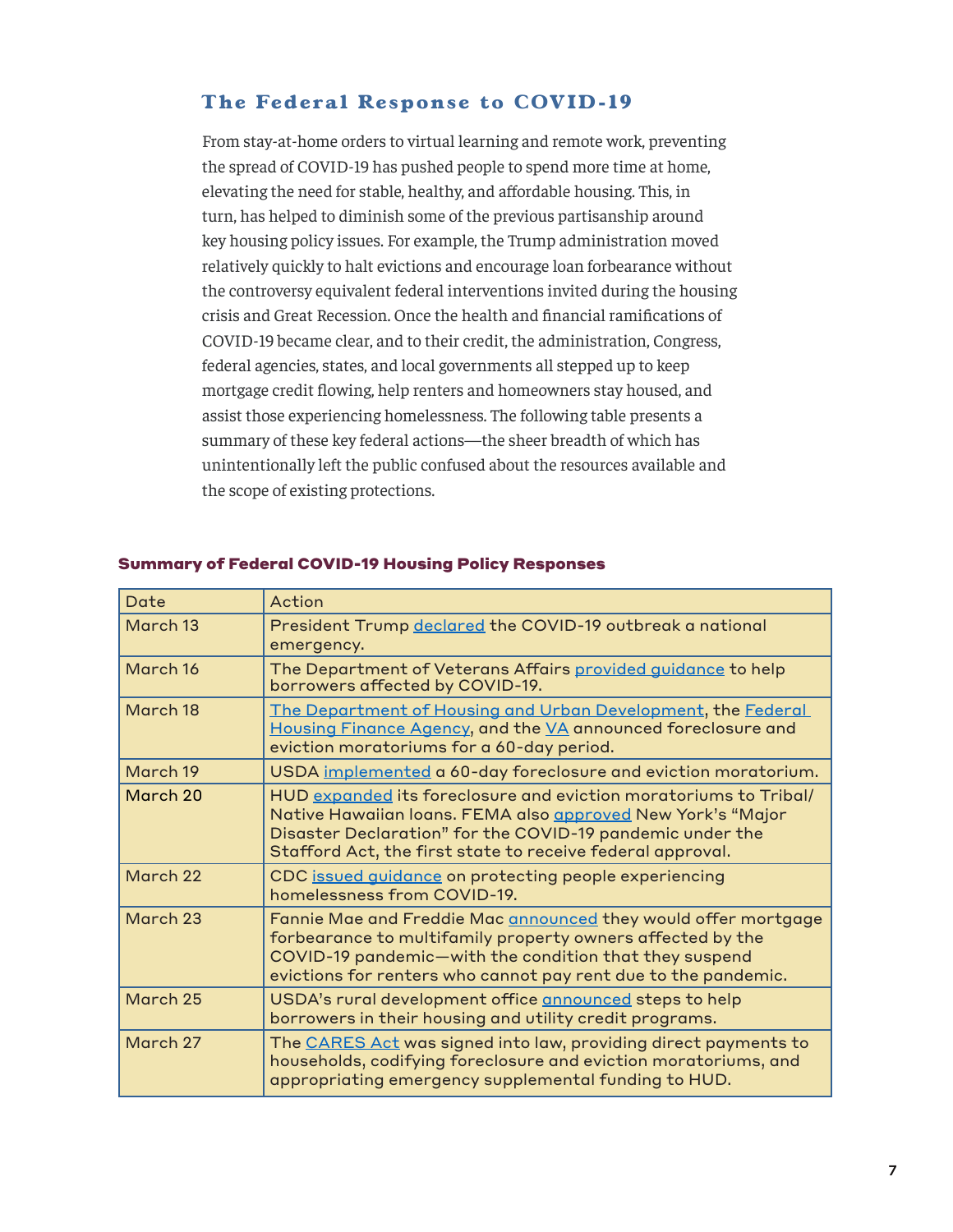## The Federal Response to COVID-19

From stay-at-home orders to virtual learning and remote work, preventing the spread of COVID-19 has pushed people to spend more time at home, elevating the need for stable, healthy, and affordable housing. This, in turn, has helped to diminish some of the previous partisanship around key housing policy issues. For example, the Trump administration moved relatively quickly to halt evictions and encourage loan forbearance without the controversy equivalent federal interventions invited during the housing crisis and Great Recession. Once the health and financial ramifications of COVID-19 became clear, and to their credit, the administration, Congress, federal agencies, states, and local governments all stepped up to keep mortgage credit flowing, help renters and homeowners stay housed, and assist those experiencing homelessness. The following table presents a summary of these key federal actions—the sheer breadth of which has unintentionally left the public confused about the resources available and the scope of existing protections.

**Summary of Federal COVID-19 Housing Policy Responses**

| Date | Action |
|---|---|
| March 13 | President Trump declared the COVID-19 outbreak a national emergency. |
| March 16 | The Department of Veterans Affairs provided guidance to help borrowers affected by COVID-19. |
| March 18 | The Department of Housing and Urban Development, the Federal Housing Finance Agency, and the VA announced foreclosure and eviction moratoriums for a 60-day period. |
| March 19 | USDA implemented a 60-day foreclosure and eviction moratorium. |
| March 20 | HUD expanded its foreclosure and eviction moratoriums to Tribal/Native Hawaiian loans. FEMA also approved New York's "Major Disaster Declaration" for the COVID-19 pandemic under the Stafford Act, the first state to receive federal approval. |
| March 22 | CDC issued guidance on protecting people experiencing homelessness from COVID-19. |
| March 23 | Fannie Mae and Freddie Mac announced they would offer mortgage forbearance to multifamily property owners affected by the COVID-19 pandemic—with the condition that they suspend evictions for renters who cannot pay rent due to the pandemic. |
| March 25 | USDA's rural development office announced steps to help borrowers in their housing and utility credit programs. |
| March 27 | The CARES Act was signed into law, providing direct payments to households, codifying foreclosure and eviction moratoriums, and appropriating emergency supplemental funding to HUD. |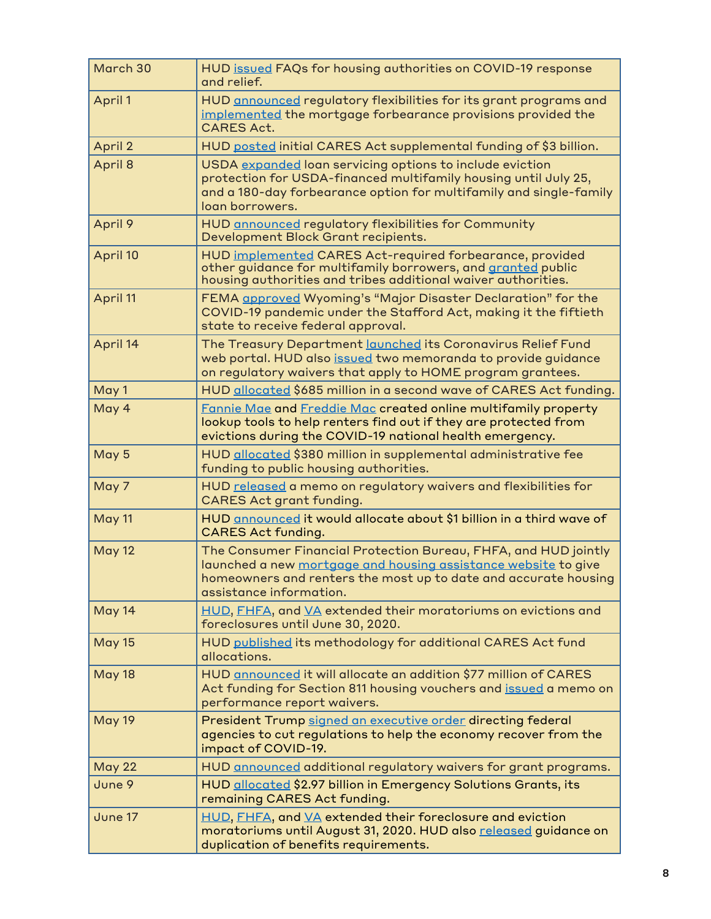| Date | Event |
|---|---|
| March 30 | HUD issued FAQs for housing authorities on COVID-19 response and relief. |
| April 1 | HUD announced regulatory flexibilities for its grant programs and implemented the mortgage forbearance provisions provided the CARES Act. |
| April 2 | HUD posted initial CARES Act supplemental funding of $3 billion. |
| April 8 | USDA expanded loan servicing options to include eviction protection for USDA-financed multifamily housing until July 25, and a 180-day forbearance option for multifamily and single-family loan borrowers. |
| April 9 | HUD announced regulatory flexibilities for Community Development Block Grant recipients. |
| April 10 | HUD implemented CARES Act-required forbearance, provided other guidance for multifamily borrowers, and granted public housing authorities and tribes additional waiver authorities. |
| April 11 | FEMA approved Wyoming's "Major Disaster Declaration" for the COVID-19 pandemic under the Stafford Act, making it the fiftieth state to receive federal approval. |
| April 14 | The Treasury Department launched its Coronavirus Relief Fund web portal. HUD also issued two memoranda to provide guidance on regulatory waivers that apply to HOME program grantees. |
| May 1 | HUD allocated $685 million in a second wave of CARES Act funding. |
| May 4 | Fannie Mae and Freddie Mac created online multifamily property lookup tools to help renters find out if they are protected from evictions during the COVID-19 national health emergency. |
| May 5 | HUD allocated $380 million in supplemental administrative fee funding to public housing authorities. |
| May 7 | HUD released a memo on regulatory waivers and flexibilities for CARES Act grant funding. |
| May 11 | HUD announced it would allocate about $1 billion in a third wave of CARES Act funding. |
| May 12 | The Consumer Financial Protection Bureau, FHFA, and HUD jointly launched a new mortgage and housing assistance website to give homeowners and renters the most up to date and accurate housing assistance information. |
| May 14 | HUD, FHFA, and VA extended their moratoriums on evictions and foreclosures until June 30, 2020. |
| May 15 | HUD published its methodology for additional CARES Act fund allocations. |
| May 18 | HUD announced it will allocate an addition $77 million of CARES Act funding for Section 811 housing vouchers and issued a memo on performance report waivers. |
| May 19 | President Trump signed an executive order directing federal agencies to cut regulations to help the economy recover from the impact of COVID-19. |
| May 22 | HUD announced additional regulatory waivers for grant programs. |
| June 9 | HUD allocated $2.97 billion in Emergency Solutions Grants, its remaining CARES Act funding. |
| June 17 | HUD, FHFA, and VA extended their foreclosure and eviction moratoriums until August 31, 2020. HUD also released guidance on duplication of benefits requirements. |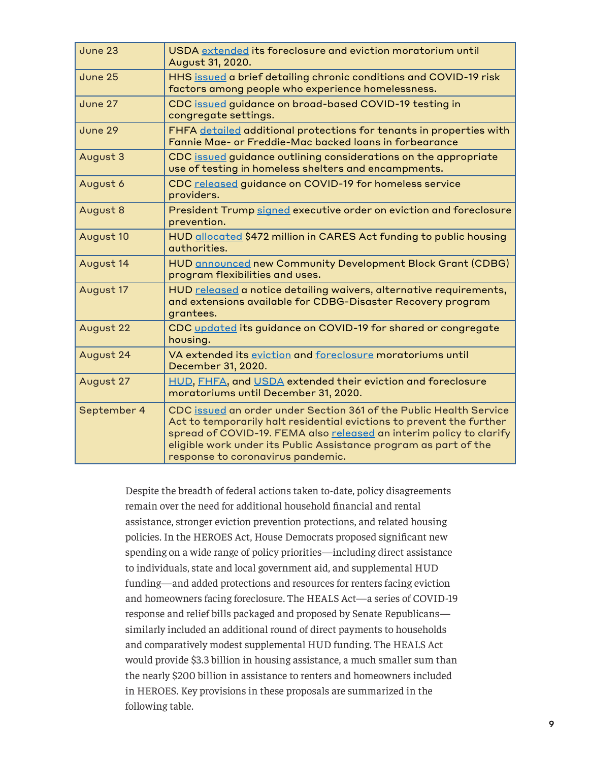| | |
|---|---|
| June 23 | USDA extended its foreclosure and eviction moratorium until August 31, 2020. |
| June 25 | HHS issued a brief detailing chronic conditions and COVID-19 risk factors among people who experience homelessness. |
| June 27 | CDC issued guidance on broad-based COVID-19 testing in congregate settings. |
| June 29 | FHFA detailed additional protections for tenants in properties with Fannie Mae- or Freddie-Mac backed loans in forbearance |
| August 3 | CDC issued guidance outlining considerations on the appropriate use of testing in homeless shelters and encampments. |
| August 6 | CDC released guidance on COVID-19 for homeless service providers. |
| August 8 | President Trump signed executive order on eviction and foreclosure prevention. |
| August 10 | HUD allocated $472 million in CARES Act funding to public housing authorities. |
| August 14 | HUD announced new Community Development Block Grant (CDBG) program flexibilities and uses. |
| August 17 | HUD released a notice detailing waivers, alternative requirements, and extensions available for CDBG-Disaster Recovery program grantees. |
| August 22 | CDC updated its guidance on COVID-19 for shared or congregate housing. |
| August 24 | VA extended its eviction and foreclosure moratoriums until December 31, 2020. |
| August 27 | HUD, FHFA, and USDA extended their eviction and foreclosure moratoriums until December 31, 2020. |
| September 4 | CDC issued an order under Section 361 of the Public Health Service Act to temporarily halt residential evictions to prevent the further spread of COVID-19. FEMA also released an interim policy to clarify eligible work under its Public Assistance program as part of the response to coronavirus pandemic. |

Despite the breadth of federal actions taken to-date, policy disagreements remain over the need for additional household financial and rental assistance, stronger eviction prevention protections, and related housing policies. In the HEROES Act, House Democrats proposed significant new spending on a wide range of policy priorities—including direct assistance to individuals, state and local government aid, and supplemental HUD funding—and added protections and resources for renters facing eviction and homeowners facing foreclosure. The HEALS Act—a series of COVID-19 response and relief bills packaged and proposed by Senate Republicans—similarly included an additional round of direct payments to households and comparatively modest supplemental HUD funding. The HEALS Act would provide $3.3 billion in housing assistance, a much smaller sum than the nearly $200 billion in assistance to renters and homeowners included in HEROES. Key provisions in these proposals are summarized in the following table.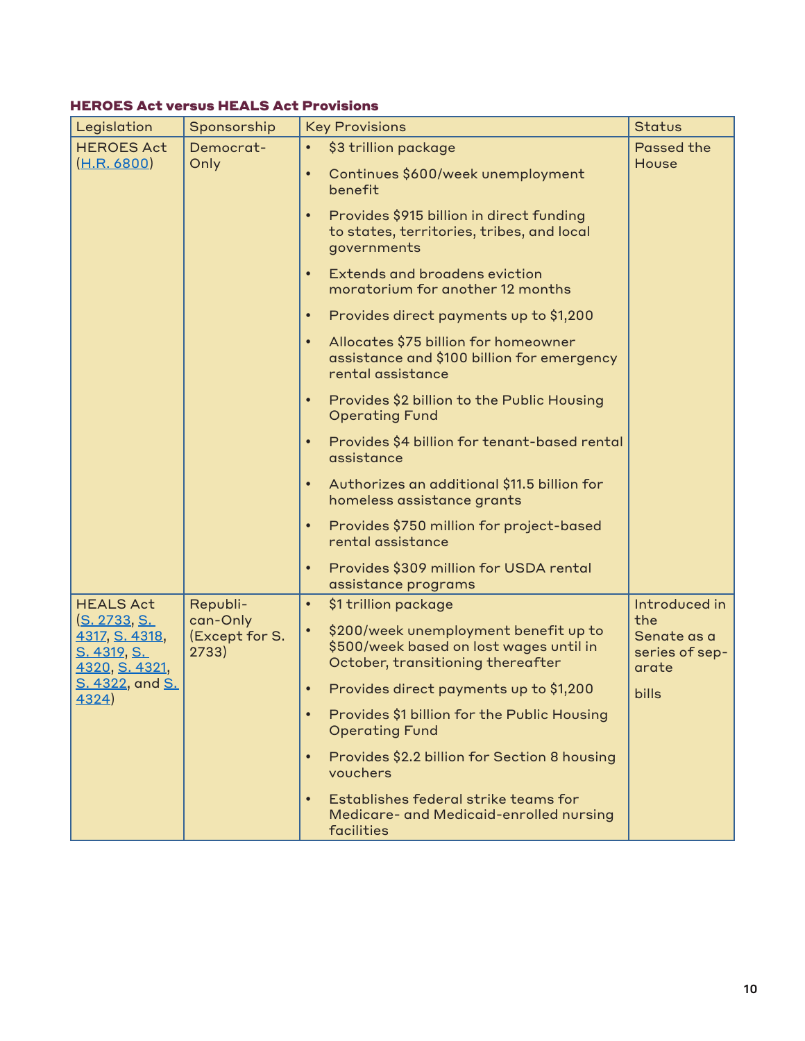**HEROES Act versus HEALS Act Provisions**

| Legislation | Sponsorship | Key Provisions | Status |
|---|---|---|---|
| HEROES Act (H.R. 6800) | Democrat-Only | • $3 trillion package<br>• Continues $600/week unemployment benefit<br>• Provides $915 billion in direct funding to states, territories, tribes, and local governments<br>• Extends and broadens eviction moratorium for another 12 months<br>• Provides direct payments up to $1,200<br>• Allocates $75 billion for homeowner assistance and $100 billion for emergency rental assistance<br>• Provides $2 billion to the Public Housing Operating Fund<br>• Provides $4 billion for tenant-based rental assistance<br>• Authorizes an additional $11.5 billion for homeless assistance grants<br>• Provides $750 million for project-based rental assistance<br>• Provides $309 million for USDA rental assistance programs | Passed the House |
| HEALS Act (S. 2733, S. 4317, S. 4318, S. 4319, S. 4320, S. 4321, S. 4322, and S. 4324) | Republican-Only (Except for S. 2733) | • $1 trillion package<br>• $200/week unemployment benefit up to $500/week based on lost wages until in October, transitioning thereafter<br>• Provides direct payments up to $1,200<br>• Provides $1 billion for the Public Housing Operating Fund<br>• Provides $2.2 billion for Section 8 housing vouchers<br>• Establishes federal strike teams for Medicare- and Medicaid-enrolled nursing facilities | Introduced in the Senate as a series of separate bills |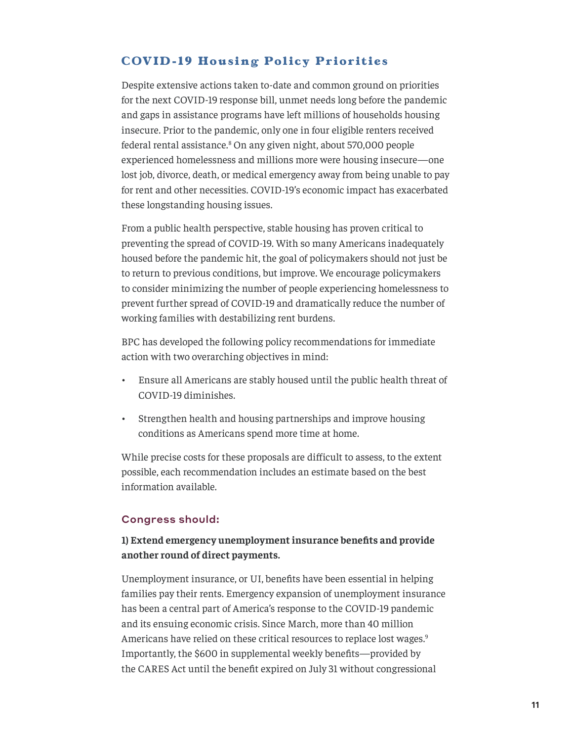## COVID-19 Housing Policy Priorities

Despite extensive actions taken to-date and common ground on priorities for the next COVID-19 response bill, unmet needs long before the pandemic and gaps in assistance programs have left millions of households housing insecure. Prior to the pandemic, only one in four eligible renters received federal rental assistance.[8] On any given night, about 570,000 people experienced homelessness and millions more were housing insecure—one lost job, divorce, death, or medical emergency away from being unable to pay for rent and other necessities. COVID-19's economic impact has exacerbated these longstanding housing issues.

From a public health perspective, stable housing has proven critical to preventing the spread of COVID-19. With so many Americans inadequately housed before the pandemic hit, the goal of policymakers should not just be to return to previous conditions, but improve. We encourage policymakers to consider minimizing the number of people experiencing homelessness to prevent further spread of COVID-19 and dramatically reduce the number of working families with destabilizing rent burdens.

BPC has developed the following policy recommendations for immediate action with two overarching objectives in mind:

- Ensure all Americans are stably housed until the public health threat of COVID-19 diminishes.
- Strengthen health and housing partnerships and improve housing conditions as Americans spend more time at home.

While precise costs for these proposals are difficult to assess, to the extent possible, each recommendation includes an estimate based on the best information available.

### Congress should:

**1) Extend emergency unemployment insurance benefits and provide another round of direct payments.**

Unemployment insurance, or UI, benefits have been essential in helping families pay their rents. Emergency expansion of unemployment insurance has been a central part of America's response to the COVID-19 pandemic and its ensuing economic crisis. Since March, more than 40 million Americans have relied on these critical resources to replace lost wages.[9] Importantly, the $600 in supplemental weekly benefits—provided by the CARES Act until the benefit expired on July 31 without congressional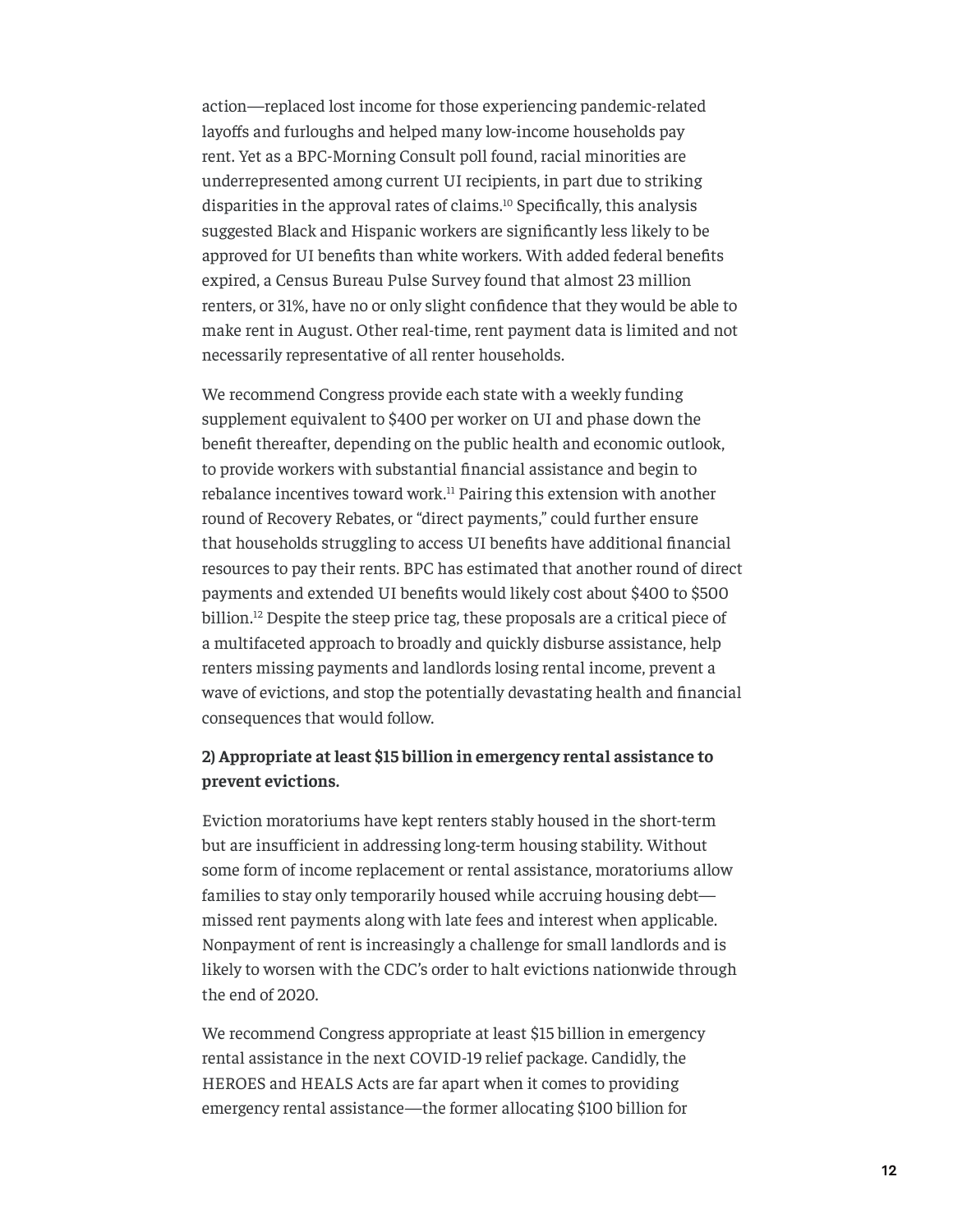action—replaced lost income for those experiencing pandemic-related layoffs and furloughs and helped many low-income households pay rent. Yet as a BPC-Morning Consult poll found, racial minorities are underrepresented among current UI recipients, in part due to striking disparities in the approval rates of claims.[10] Specifically, this analysis suggested Black and Hispanic workers are significantly less likely to be approved for UI benefits than white workers. With added federal benefits expired, a Census Bureau Pulse Survey found that almost 23 million renters, or 31%, have no or only slight confidence that they would be able to make rent in August. Other real-time, rent payment data is limited and not necessarily representative of all renter households.

We recommend Congress provide each state with a weekly funding supplement equivalent to $400 per worker on UI and phase down the benefit thereafter, depending on the public health and economic outlook, to provide workers with substantial financial assistance and begin to rebalance incentives toward work.[11] Pairing this extension with another round of Recovery Rebates, or "direct payments," could further ensure that households struggling to access UI benefits have additional financial resources to pay their rents. BPC has estimated that another round of direct payments and extended UI benefits would likely cost about $400 to $500 billion.[12] Despite the steep price tag, these proposals are a critical piece of a multifaceted approach to broadly and quickly disburse assistance, help renters missing payments and landlords losing rental income, prevent a wave of evictions, and stop the potentially devastating health and financial consequences that would follow.

**2) Appropriate at least $15 billion in emergency rental assistance to prevent evictions.**

Eviction moratoriums have kept renters stably housed in the short-term but are insufficient in addressing long-term housing stability. Without some form of income replacement or rental assistance, moratoriums allow families to stay only temporarily housed while accruing housing debt—missed rent payments along with late fees and interest when applicable. Nonpayment of rent is increasingly a challenge for small landlords and is likely to worsen with the CDC's order to halt evictions nationwide through the end of 2020.

We recommend Congress appropriate at least $15 billion in emergency rental assistance in the next COVID-19 relief package. Candidly, the HEROES and HEALS Acts are far apart when it comes to providing emergency rental assistance—the former allocating $100 billion for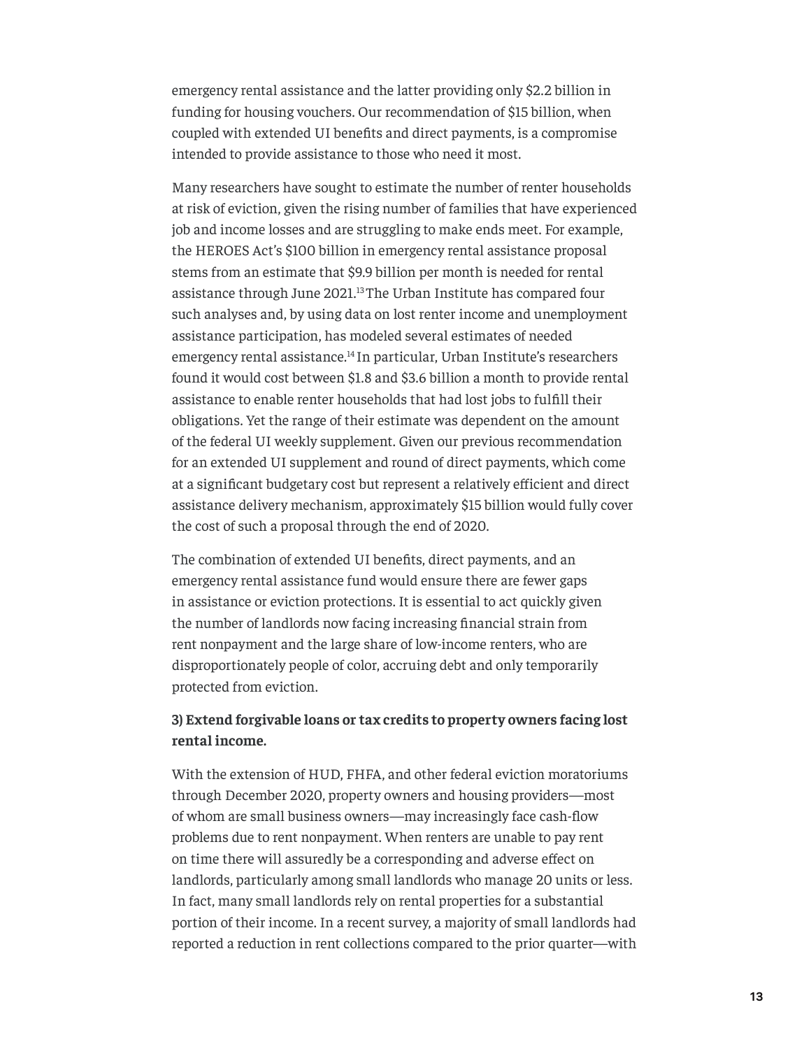emergency rental assistance and the latter providing only $2.2 billion in funding for housing vouchers. Our recommendation of $15 billion, when coupled with extended UI benefits and direct payments, is a compromise intended to provide assistance to those who need it most.

Many researchers have sought to estimate the number of renter households at risk of eviction, given the rising number of families that have experienced job and income losses and are struggling to make ends meet. For example, the HEROES Act's $100 billion in emergency rental assistance proposal stems from an estimate that $9.9 billion per month is needed for rental assistance through June 2021.[13] The Urban Institute has compared four such analyses and, by using data on lost renter income and unemployment assistance participation, has modeled several estimates of needed emergency rental assistance.[14] In particular, Urban Institute's researchers found it would cost between $1.8 and $3.6 billion a month to provide rental assistance to enable renter households that had lost jobs to fulfill their obligations. Yet the range of their estimate was dependent on the amount of the federal UI weekly supplement. Given our previous recommendation for an extended UI supplement and round of direct payments, which come at a significant budgetary cost but represent a relatively efficient and direct assistance delivery mechanism, approximately $15 billion would fully cover the cost of such a proposal through the end of 2020.

The combination of extended UI benefits, direct payments, and an emergency rental assistance fund would ensure there are fewer gaps in assistance or eviction protections. It is essential to act quickly given the number of landlords now facing increasing financial strain from rent nonpayment and the large share of low-income renters, who are disproportionately people of color, accruing debt and only temporarily protected from eviction.

**3) Extend forgivable loans or tax credits to property owners facing lost rental income.**

With the extension of HUD, FHFA, and other federal eviction moratoriums through December 2020, property owners and housing providers—most of whom are small business owners—may increasingly face cash-flow problems due to rent nonpayment. When renters are unable to pay rent on time there will assuredly be a corresponding and adverse effect on landlords, particularly among small landlords who manage 20 units or less. In fact, many small landlords rely on rental properties for a substantial portion of their income. In a recent survey, a majority of small landlords had reported a reduction in rent collections compared to the prior quarter—with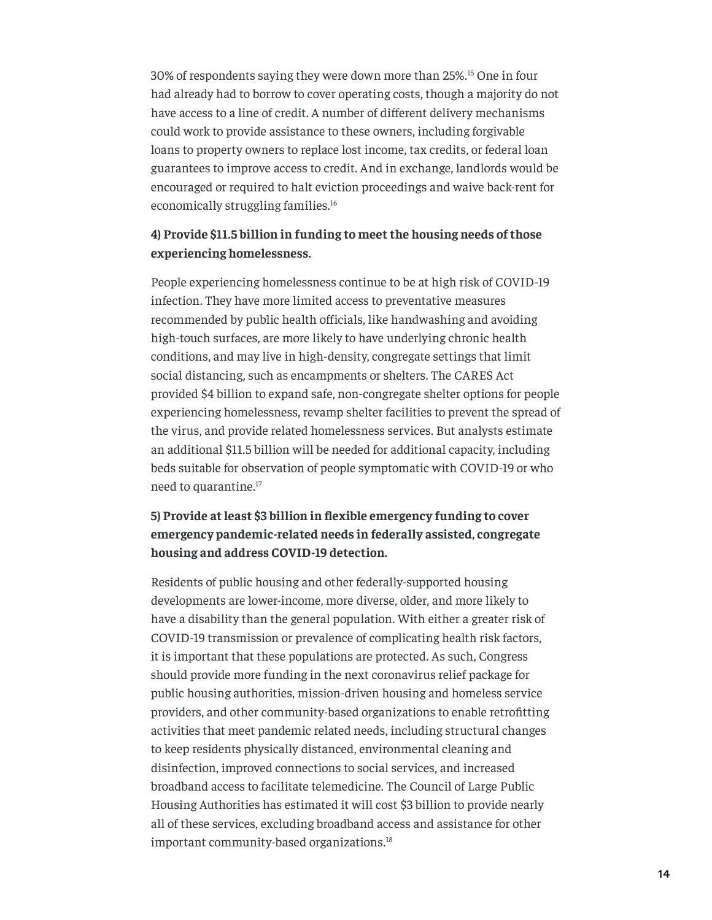30% of respondents saying they were down more than 25%.[15] One in four had already had to borrow to cover operating costs, though a majority do not have access to a line of credit. A number of different delivery mechanisms could work to provide assistance to these owners, including forgivable loans to property owners to replace lost income, tax credits, or federal loan guarantees to improve access to credit. And in exchange, landlords would be encouraged or required to halt eviction proceedings and waive back-rent for economically struggling families.[16]

**4) Provide $11.5 billion in funding to meet the housing needs of those experiencing homelessness.**

People experiencing homelessness continue to be at high risk of COVID-19 infection. They have more limited access to preventative measures recommended by public health officials, like handwashing and avoiding high-touch surfaces, are more likely to have underlying chronic health conditions, and may live in high-density, congregate settings that limit social distancing, such as encampments or shelters. The CARES Act provided $4 billion to expand safe, non-congregate shelter options for people experiencing homelessness, revamp shelter facilities to prevent the spread of the virus, and provide related homelessness services. But analysts estimate an additional $11.5 billion will be needed for additional capacity, including beds suitable for observation of people symptomatic with COVID-19 or who need to quarantine.[17]

**5) Provide at least $3 billion in flexible emergency funding to cover emergency pandemic-related needs in federally assisted, congregate housing and address COVID-19 detection.**

Residents of public housing and other federally-supported housing developments are lower-income, more diverse, older, and more likely to have a disability than the general population. With either a greater risk of COVID-19 transmission or prevalence of complicating health risk factors, it is important that these populations are protected. As such, Congress should provide more funding in the next coronavirus relief package for public housing authorities, mission-driven housing and homeless service providers, and other community-based organizations to enable retrofitting activities that meet pandemic related needs, including structural changes to keep residents physically distanced, environmental cleaning and disinfection, improved connections to social services, and increased broadband access to facilitate telemedicine. The Council of Large Public Housing Authorities has estimated it will cost $3 billion to provide nearly all of these services, excluding broadband access and assistance for other important community-based organizations.[18]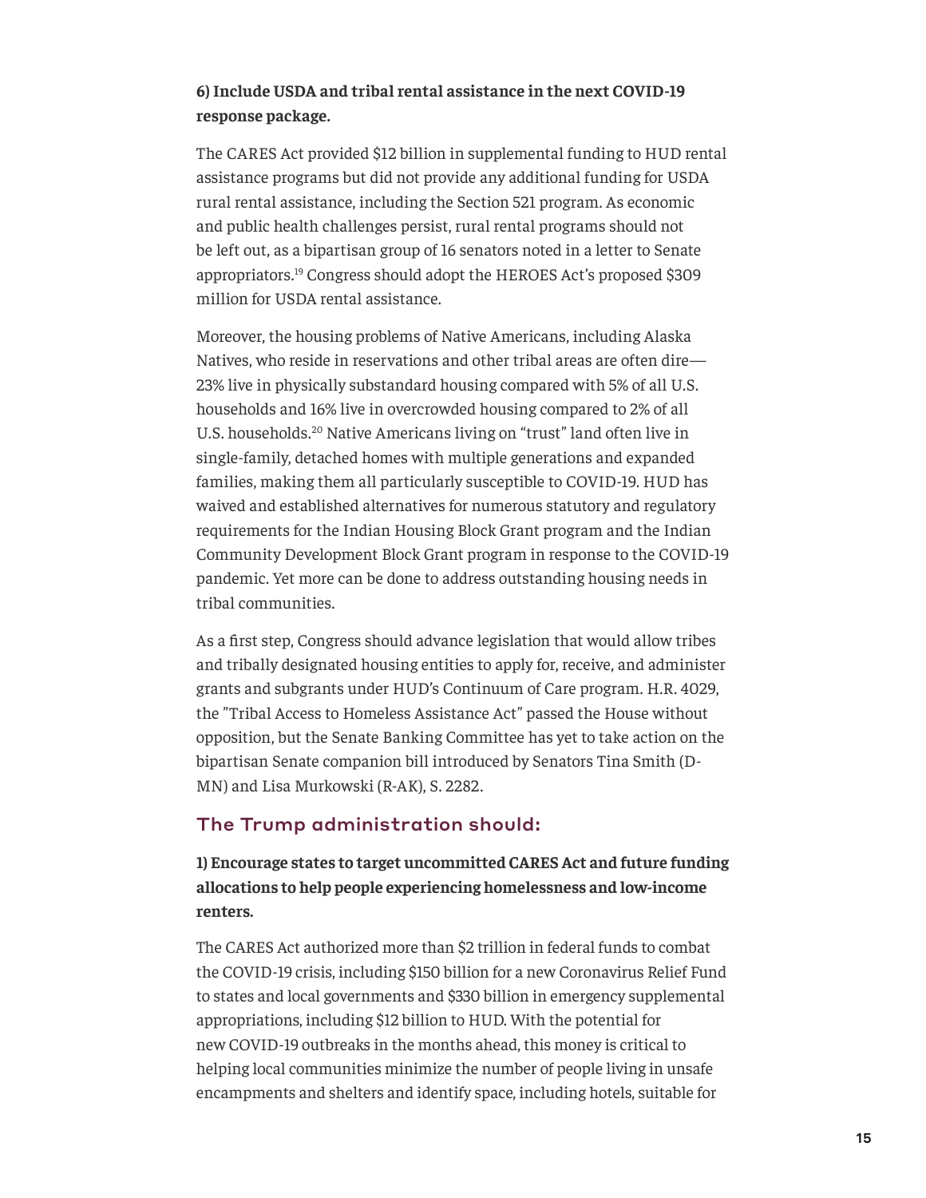**6) Include USDA and tribal rental assistance in the next COVID-19 response package.**

The CARES Act provided $12 billion in supplemental funding to HUD rental assistance programs but did not provide any additional funding for USDA rural rental assistance, including the Section 521 program. As economic and public health challenges persist, rural rental programs should not be left out, as a bipartisan group of 16 senators noted in a letter to Senate appropriators.[19] Congress should adopt the HEROES Act's proposed $309 million for USDA rental assistance.

Moreover, the housing problems of Native Americans, including Alaska Natives, who reside in reservations and other tribal areas are often dire—23% live in physically substandard housing compared with 5% of all U.S. households and 16% live in overcrowded housing compared to 2% of all U.S. households.[20] Native Americans living on "trust" land often live in single-family, detached homes with multiple generations and expanded families, making them all particularly susceptible to COVID-19. HUD has waived and established alternatives for numerous statutory and regulatory requirements for the Indian Housing Block Grant program and the Indian Community Development Block Grant program in response to the COVID-19 pandemic. Yet more can be done to address outstanding housing needs in tribal communities.

As a first step, Congress should advance legislation that would allow tribes and tribally designated housing entities to apply for, receive, and administer grants and subgrants under HUD's Continuum of Care program. H.R. 4029, the "Tribal Access to Homeless Assistance Act" passed the House without opposition, but the Senate Banking Committee has yet to take action on the bipartisan Senate companion bill introduced by Senators Tina Smith (D-MN) and Lisa Murkowski (R-AK), S. 2282.

## The Trump administration should:

**1) Encourage states to target uncommitted CARES Act and future funding allocations to help people experiencing homelessness and low-income renters.**

The CARES Act authorized more than $2 trillion in federal funds to combat the COVID-19 crisis, including $150 billion for a new Coronavirus Relief Fund to states and local governments and $330 billion in emergency supplemental appropriations, including $12 billion to HUD. With the potential for new COVID-19 outbreaks in the months ahead, this money is critical to helping local communities minimize the number of people living in unsafe encampments and shelters and identify space, including hotels, suitable for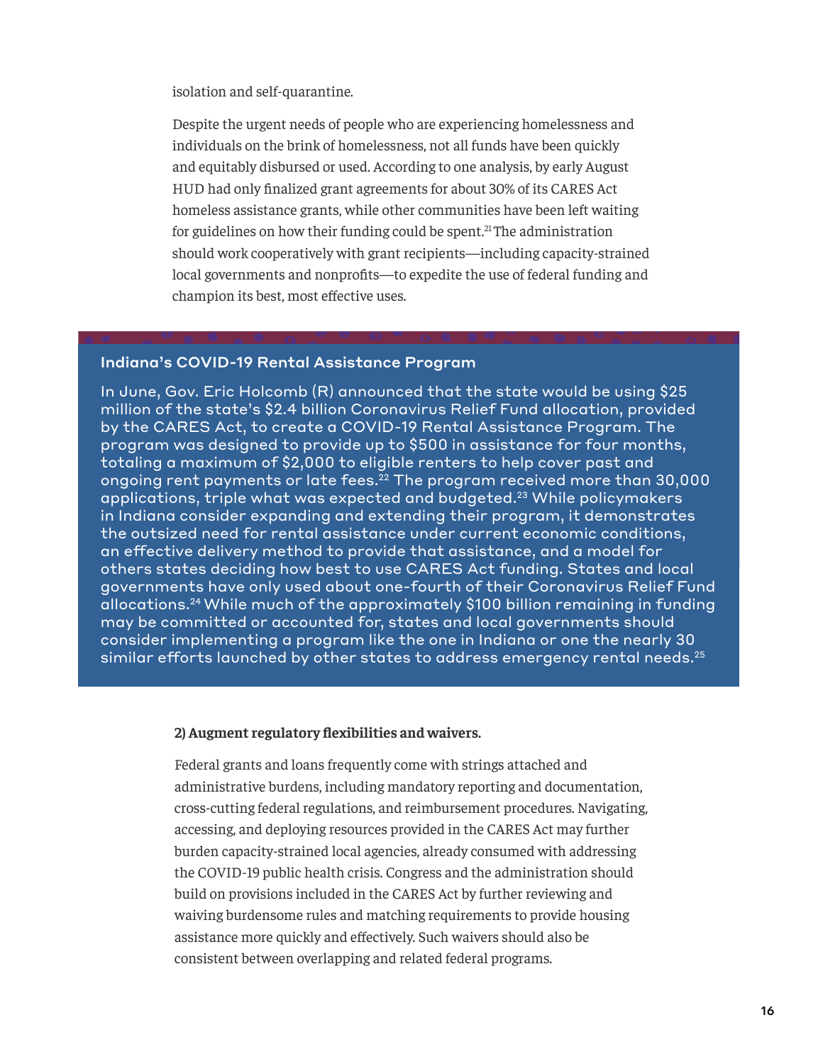isolation and self-quarantine.

Despite the urgent needs of people who are experiencing homelessness and individuals on the brink of homelessness, not all funds have been quickly and equitably disbursed or used. According to one analysis, by early August HUD had only finalized grant agreements for about 30% of its CARES Act homeless assistance grants, while other communities have been left waiting for guidelines on how their funding could be spent.[21] The administration should work cooperatively with grant recipients—including capacity-strained local governments and nonprofits—to expedite the use of federal funding and champion its best, most effective uses.

### Indiana's COVID-19 Rental Assistance Program

In June, Gov. Eric Holcomb (R) announced that the state would be using $25 million of the state's $2.4 billion Coronavirus Relief Fund allocation, provided by the CARES Act, to create a COVID-19 Rental Assistance Program. The program was designed to provide up to $500 in assistance for four months, totaling a maximum of $2,000 to eligible renters to help cover past and ongoing rent payments or late fees.[22] The program received more than 30,000 applications, triple what was expected and budgeted.[23] While policymakers in Indiana consider expanding and extending their program, it demonstrates the outsized need for rental assistance under current economic conditions, an effective delivery method to provide that assistance, and a model for others states deciding how best to use CARES Act funding. States and local governments have only used about one-fourth of their Coronavirus Relief Fund allocations.[24] While much of the approximately $100 billion remaining in funding may be committed or accounted for, states and local governments should consider implementing a program like the one in Indiana or one the nearly 30 similar efforts launched by other states to address emergency rental needs.[25]

**2) Augment regulatory flexibilities and waivers.**

Federal grants and loans frequently come with strings attached and administrative burdens, including mandatory reporting and documentation, cross-cutting federal regulations, and reimbursement procedures. Navigating, accessing, and deploying resources provided in the CARES Act may further burden capacity-strained local agencies, already consumed with addressing the COVID-19 public health crisis. Congress and the administration should build on provisions included in the CARES Act by further reviewing and waiving burdensome rules and matching requirements to provide housing assistance more quickly and effectively. Such waivers should also be consistent between overlapping and related federal programs.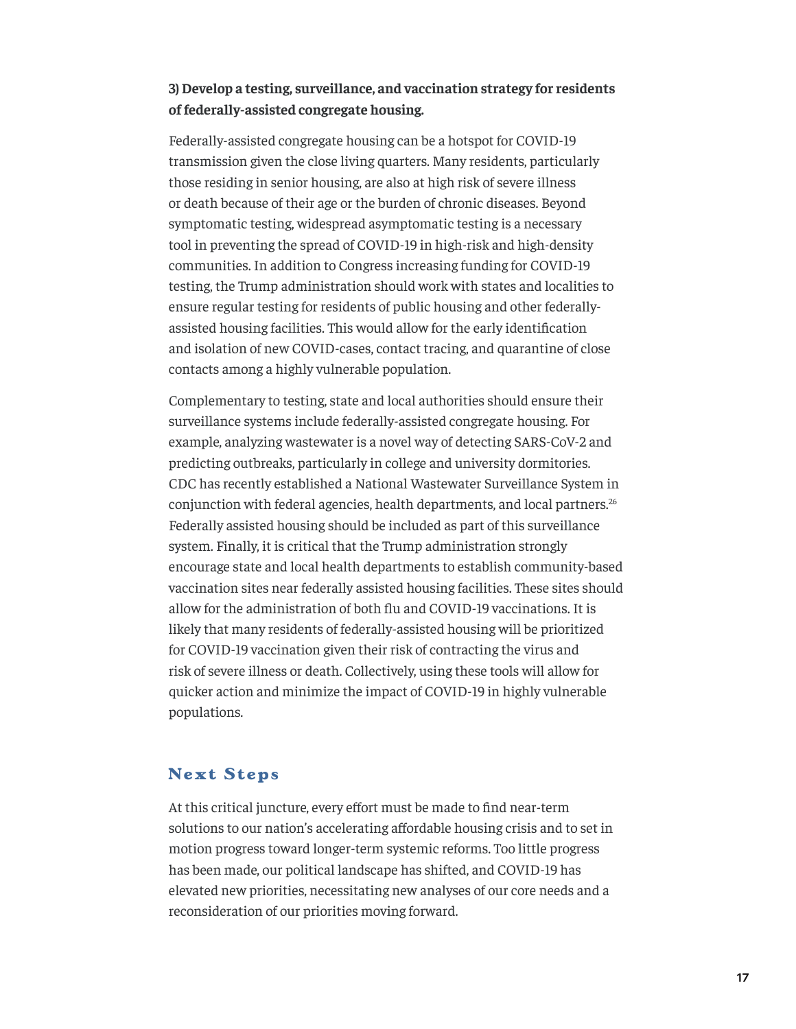**3) Develop a testing, surveillance, and vaccination strategy for residents of federally-assisted congregate housing.**

Federally-assisted congregate housing can be a hotspot for COVID-19 transmission given the close living quarters. Many residents, particularly those residing in senior housing, are also at high risk of severe illness or death because of their age or the burden of chronic diseases. Beyond symptomatic testing, widespread asymptomatic testing is a necessary tool in preventing the spread of COVID-19 in high-risk and high-density communities. In addition to Congress increasing funding for COVID-19 testing, the Trump administration should work with states and localities to ensure regular testing for residents of public housing and other federally-assisted housing facilities. This would allow for the early identification and isolation of new COVID-cases, contact tracing, and quarantine of close contacts among a highly vulnerable population.

Complementary to testing, state and local authorities should ensure their surveillance systems include federally-assisted congregate housing. For example, analyzing wastewater is a novel way of detecting SARS-CoV-2 and predicting outbreaks, particularly in college and university dormitories. CDC has recently established a National Wastewater Surveillance System in conjunction with federal agencies, health departments, and local partners.[26] Federally assisted housing should be included as part of this surveillance system. Finally, it is critical that the Trump administration strongly encourage state and local health departments to establish community-based vaccination sites near federally assisted housing facilities. These sites should allow for the administration of both flu and COVID-19 vaccinations. It is likely that many residents of federally-assisted housing will be prioritized for COVID-19 vaccination given their risk of contracting the virus and risk of severe illness or death. Collectively, using these tools will allow for quicker action and minimize the impact of COVID-19 in highly vulnerable populations.

## Next Steps

At this critical juncture, every effort must be made to find near-term solutions to our nation's accelerating affordable housing crisis and to set in motion progress toward longer-term systemic reforms. Too little progress has been made, our political landscape has shifted, and COVID-19 has elevated new priorities, necessitating new analyses of our core needs and a reconsideration of our priorities moving forward.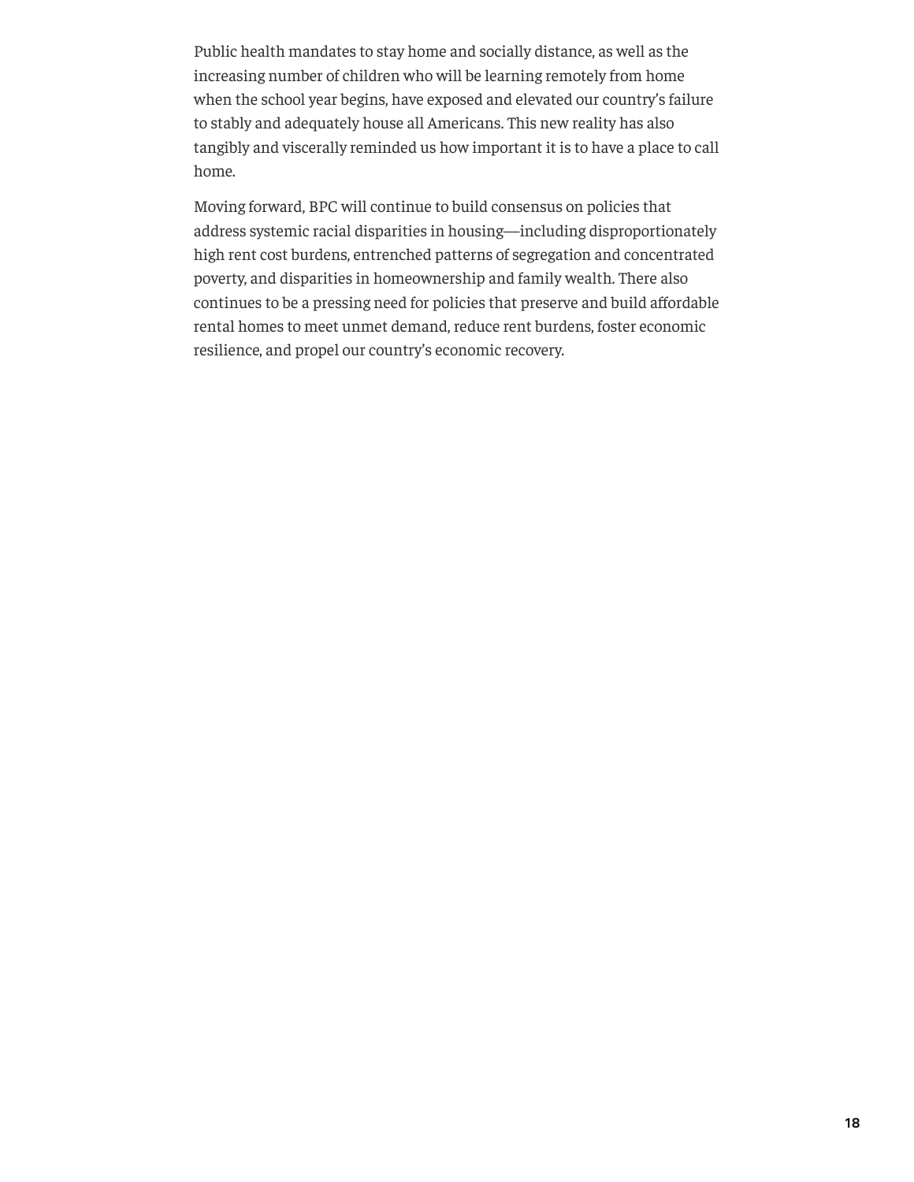Public health mandates to stay home and socially distance, as well as the increasing number of children who will be learning remotely from home when the school year begins, have exposed and elevated our country's failure to stably and adequately house all Americans. This new reality has also tangibly and viscerally reminded us how important it is to have a place to call home.

Moving forward, BPC will continue to build consensus on policies that address systemic racial disparities in housing—including disproportionately high rent cost burdens, entrenched patterns of segregation and concentrated poverty, and disparities in homeownership and family wealth. There also continues to be a pressing need for policies that preserve and build affordable rental homes to meet unmet demand, reduce rent burdens, foster economic resilience, and propel our country's economic recovery.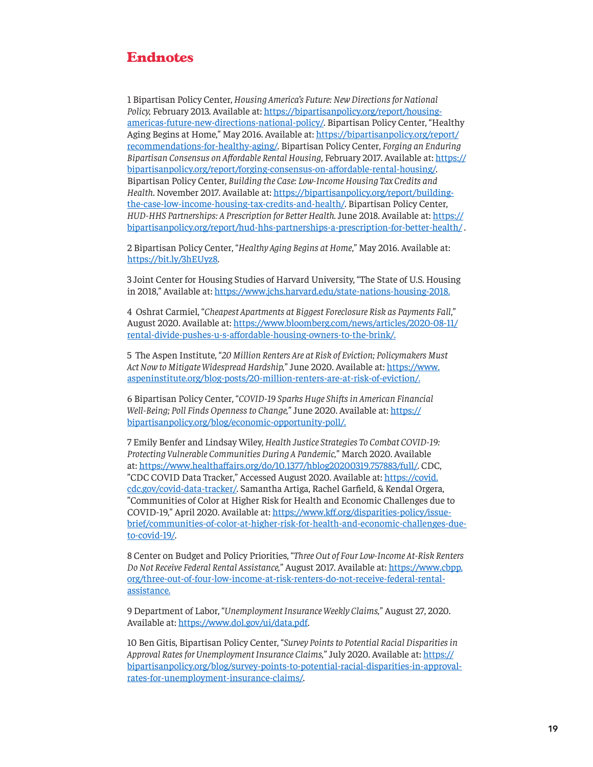# Endnotes

1 Bipartisan Policy Center, *Housing America's Future: New Directions for National Policy,* February 2013. Available at: https://bipartisanpolicy.org/report/housing-americas-future-new-directions-national-policy/. Bipartisan Policy Center, "Healthy Aging Begins at Home," May 2016. Available at: https://bipartisanpolicy.org/report/recommendations-for-healthy-aging/. Bipartisan Policy Center, *Forging an Enduring Bipartisan Consensus on Affordable Rental Housing*, February 2017. Available at: https://bipartisanpolicy.org/report/forging-consensus-on-affordable-rental-housing/. Bipartisan Policy Center, *Building the Case: Low-Income Housing Tax Credits and Health*. November 2017. Available at: https://bipartisanpolicy.org/report/building-the-case-low-income-housing-tax-credits-and-health/. Bipartisan Policy Center, *HUD-HHS Partnerships: A Prescription for Better Health*. June 2018. Available at: https://bipartisanpolicy.org/report/hud-hhs-partnerships-a-prescription-for-better-health/ .

2 Bipartisan Policy Center, "*Healthy Aging Begins at Home*," May 2016. Available at: https://bit.ly/3hEUyz8.

3 Joint Center for Housing Studies of Harvard University, "The State of U.S. Housing in 2018," Available at: https://www.jchs.harvard.edu/state-nations-housing-2018.

4 Oshrat Carmiel, "*Cheapest Apartments at Biggest Foreclosure Risk as Payments Fall*," August 2020. Available at: https://www.bloomberg.com/news/articles/2020-08-11/rental-divide-pushes-u-s-affordable-housing-owners-to-the-brink/.

5 The Aspen Institute, "*20 Million Renters Are at Risk of Eviction; Policymakers Must Act Now to Mitigate Widespread Hardship*," June 2020. Available at: https://www.aspeninstitute.org/blog-posts/20-million-renters-are-at-risk-of-eviction/.

6 Bipartisan Policy Center, "*COVID-19 Sparks Huge Shifts in American Financial Well-Being; Poll Finds Openness to Change*," June 2020. Available at: https://bipartisanpolicy.org/blog/economic-opportunity-poll/.

7 Emily Benfer and Lindsay Wiley, *Health Justice Strategies To Combat COVID-19: Protecting Vulnerable Communities During A Pandemic*," March 2020. Available at: https://www.healthaffairs.org/do/10.1377/hblog20200319.757883/full/. CDC, "CDC COVID Data Tracker," Accessed August 2020. Available at: https://covid.cdc.gov/covid-data-tracker/. Samantha Artiga, Rachel Garfield, & Kendal Orgera, "Communities of Color at Higher Risk for Health and Economic Challenges due to COVID-19," April 2020. Available at: https://www.kff.org/disparities-policy/issue-brief/communities-of-color-at-higher-risk-for-health-and-economic-challenges-due-to-covid-19/.

8 Center on Budget and Policy Priorities, "*Three Out of Four Low-Income At-Risk Renters Do Not Receive Federal Rental Assistance*," August 2017. Available at: https://www.cbpp.org/three-out-of-four-low-income-at-risk-renters-do-not-receive-federal-rental-assistance.

9 Department of Labor, "*Unemployment Insurance Weekly Claims*," August 27, 2020. Available at: https://www.dol.gov/ui/data.pdf.

10 Ben Gitis, Bipartisan Policy Center, "*Survey Points to Potential Racial Disparities in Approval Rates for Unemployment Insurance Claims*," July 2020. Available at: https://bipartisanpolicy.org/blog/survey-points-to-potential-racial-disparities-in-approval-rates-for-unemployment-insurance-claims/.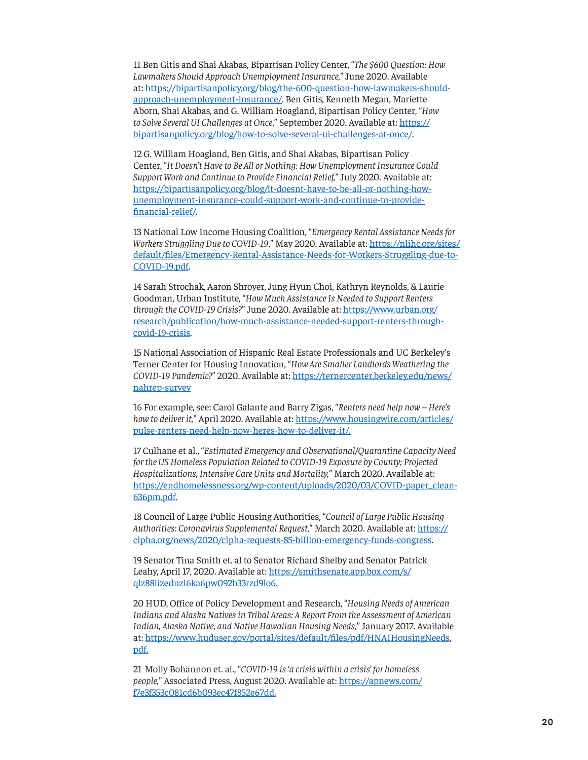11 Ben Gitis and Shai Akabas, Bipartisan Policy Center, "*The $600 Question: How Lawmakers Should Approach Unemployment Insurance,*" June 2020. Available at: https://bipartisanpolicy.org/blog/the-600-question-how-lawmakers-should-approach-unemployment-insurance/. Ben Gitis, Kenneth Megan, Mariette Aborn, Shai Akabas, and G. William Hoagland, Bipartisan Policy Center, "*How to Solve Several UI Challenges at Once,*" September 2020. Available at: https://bipartisanpolicy.org/blog/how-to-solve-several-ui-challenges-at-once/.

12 G. William Hoagland, Ben Gitis, and Shai Akabas, Bipartisan Policy Center, "*It Doesn't Have to Be All or Nothing: How Unemployment Insurance Could Support Work and Continue to Provide Financial Relief,*" July 2020. Available at: https://bipartisanpolicy.org/blog/it-doesnt-have-to-be-all-or-nothing-how-unemployment-insurance-could-support-work-and-continue-to-provide-financial-relief/.

13 National Low Income Housing Coalition, "*Emergency Rental Assistance Needs for Workers Struggling Due to COVID-19,*" May 2020. Available at: https://nlihc.org/sites/default/files/Emergency-Rental-Assistance-Needs-for-Workers-Struggling-due-to-COVID-19.pdf.

14 Sarah Strochak, Aaron Shroyer, Jung Hyun Choi, Kathryn Reynolds, & Laurie Goodman, Urban Institute, "*How Much Assistance Is Needed to Support Renters through the COVID-19 Crisis?*" June 2020. Available at: https://www.urban.org/research/publication/how-much-assistance-needed-support-renters-through-covid-19-crisis.

15 National Association of Hispanic Real Estate Professionals and UC Berkeley's Terner Center for Housing Innovation, "*How Are Smaller Landlords Weathering the COVID-19 Pandemic?*" 2020. Available at: https://ternercenter.berkeley.edu/news/nahrep-survey

16 For example, see: Carol Galante and Barry Zigas, "*Renters need help now – Here's how to deliver it,*" April 2020. Available at: https://www.housingwire.com/articles/pulse-renters-need-help-now-heres-how-to-deliver-it/.

17 Culhane et al., "*Estimated Emergency and Observational/Quarantine Capacity Need for the US Homeless Population Related to COVID-19 Exposure by County; Projected Hospitalizations, Intensive Care Units and Mortality,*" March 2020. Available at: https://endhomelessness.org/wp-content/uploads/2020/03/COVID-paper_clean-636pm.pdf.

18 Council of Large Public Housing Authorities, "*Council of Large Public Housing Authorities: Coronavirus Supplemental Request,*" March 2020. Available at: https://clpha.org/news/2020/clpha-requests-85-billion-emergency-funds-congress.

19 Senator Tina Smith et. al to Senator Richard Shelby and Senator Patrick Leahy, April 17, 2020. Available at: https://smithsenate.app.box.com/s/qlz88iizednzl6ka6pw092b33rzd9lo6.

20 HUD, Office of Policy Development and Research, "*Housing Needs of American Indians and Alaska Natives in Tribal Areas: A Report From the Assessment of American Indian, Alaska Native, and Native Hawaiian Housing Needs,*" January 2017. Available at: https://www.huduser.gov/portal/sites/default/files/pdf/HNAIHousingNeeds.pdf.

21 Molly Bohannon et. al., "*COVID-19 is 'a crisis within a crisis' for homeless people,*" Associated Press, August 2020. Available at: https://apnews.com/f7e3f353c081cd6b093ec47f852e67dd.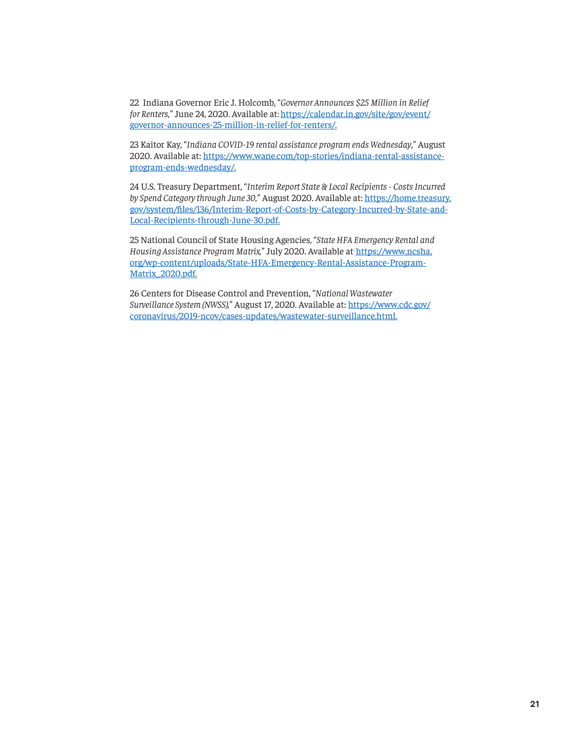22 Indiana Governor Eric J. Holcomb, "*Governor Announces $25 Million in Relief for Renters*," June 24, 2020. Available at: https://calendar.in.gov/site/gov/event/governor-announces-25-million-in-relief-for-renters/.

23 Kaitor Kay, "*Indiana COVID-19 rental assistance program ends Wednesday*," August 2020. Available at: https://www.wane.com/top-stories/indiana-rental-assistance-program-ends-wednesday/.

24 U.S. Treasury Department, "*Interim Report State & Local Recipients - Costs Incurred by Spend Category through June 30*," August 2020. Available at: https://home.treasury.gov/system/files/136/Interim-Report-of-Costs-by-Category-Incurred-by-State-and-Local-Recipients-through-June-30.pdf.

25 National Council of State Housing Agencies, "*State HFA Emergency Rental and Housing Assistance Program Matrix*," July 2020. Available at: https://www.ncsha.org/wp-content/uploads/State-HFA-Emergency-Rental-Assistance-Program-Matrix_2020.pdf.

26 Centers for Disease Control and Prevention, "*National Wastewater Surveillance System (NWSS)*," August 17, 2020. Available at: https://www.cdc.gov/coronavirus/2019-ncov/cases-updates/wastewater-surveillance.html.